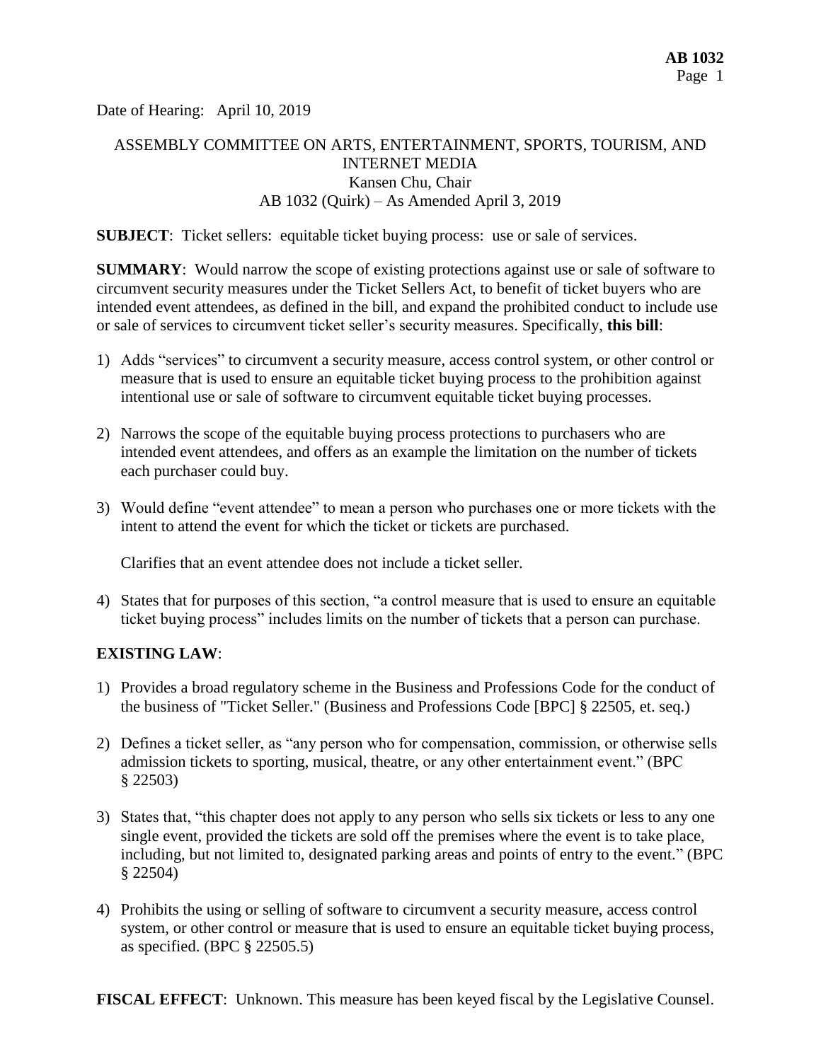Date of Hearing: April 10, 2019

ASSEMBLY COMMITTEE ON ARTS, ENTERTAINMENT, SPORTS, TOURISM, AND INTERNET MEDIA
Kansen Chu, Chair
AB 1032 (Quirk) – As Amended April 3, 2019

**SUBJECT**: Ticket sellers: equitable ticket buying process: use or sale of services.

**SUMMARY**: Would narrow the scope of existing protections against use or sale of software to circumvent security measures under the Ticket Sellers Act, to benefit of ticket buyers who are intended event attendees, as defined in the bill, and expand the prohibited conduct to include use or sale of services to circumvent ticket seller's security measures. Specifically, **this bill**:

1) Adds "services" to circumvent a security measure, access control system, or other control or measure that is used to ensure an equitable ticket buying process to the prohibition against intentional use or sale of software to circumvent equitable ticket buying processes.

2) Narrows the scope of the equitable buying process protections to purchasers who are intended event attendees, and offers as an example the limitation on the number of tickets each purchaser could buy.

3) Would define "event attendee" to mean a person who purchases one or more tickets with the intent to attend the event for which the ticket or tickets are purchased.

   Clarifies that an event attendee does not include a ticket seller.

4) States that for purposes of this section, "a control measure that is used to ensure an equitable ticket buying process" includes limits on the number of tickets that a person can purchase.

**EXISTING LAW**:

1) Provides a broad regulatory scheme in the Business and Professions Code for the conduct of the business of "Ticket Seller." (Business and Professions Code [BPC] § 22505, et. seq.)

2) Defines a ticket seller, as "any person who for compensation, commission, or otherwise sells admission tickets to sporting, musical, theatre, or any other entertainment event." (BPC § 22503)

3) States that, "this chapter does not apply to any person who sells six tickets or less to any one single event, provided the tickets are sold off the premises where the event is to take place, including, but not limited to, designated parking areas and points of entry to the event." (BPC § 22504)

4) Prohibits the using or selling of software to circumvent a security measure, access control system, or other control or measure that is used to ensure an equitable ticket buying process, as specified. (BPC § 22505.5)

**FISCAL EFFECT**: Unknown. This measure has been keyed fiscal by the Legislative Counsel.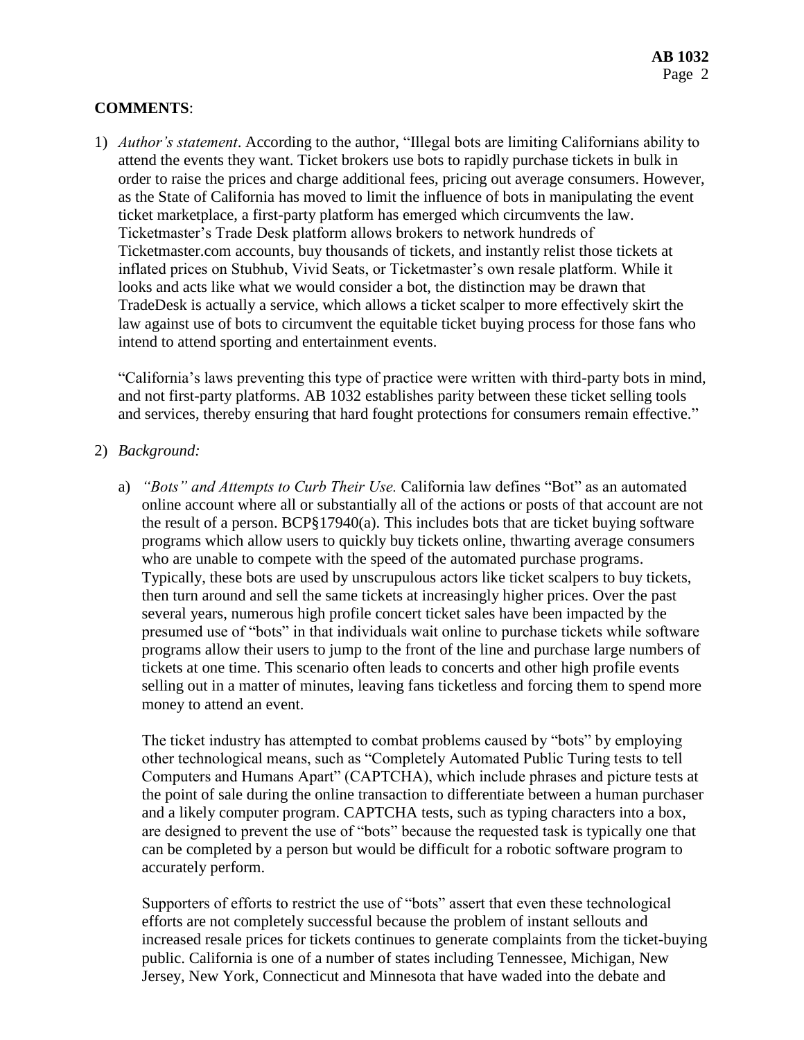**COMMENTS**:

1) *Author's statement*. According to the author, "Illegal bots are limiting Californians ability to attend the events they want. Ticket brokers use bots to rapidly purchase tickets in bulk in order to raise the prices and charge additional fees, pricing out average consumers. However, as the State of California has moved to limit the influence of bots in manipulating the event ticket marketplace, a first-party platform has emerged which circumvents the law. Ticketmaster's Trade Desk platform allows brokers to network hundreds of Ticketmaster.com accounts, buy thousands of tickets, and instantly relist those tickets at inflated prices on Stubhub, Vivid Seats, or Ticketmaster's own resale platform. While it looks and acts like what we would consider a bot, the distinction may be drawn that TradeDesk is actually a service, which allows a ticket scalper to more effectively skirt the law against use of bots to circumvent the equitable ticket buying process for those fans who intend to attend sporting and entertainment events.

   "California's laws preventing this type of practice were written with third-party bots in mind, and not first-party platforms. AB 1032 establishes parity between these ticket selling tools and services, thereby ensuring that hard fought protections for consumers remain effective."

2) *Background:*

   a) *"Bots" and Attempts to Curb Their Use.* California law defines "Bot" as an automated online account where all or substantially all of the actions or posts of that account are not the result of a person. BCP§17940(a). This includes bots that are ticket buying software programs which allow users to quickly buy tickets online, thwarting average consumers who are unable to compete with the speed of the automated purchase programs. Typically, these bots are used by unscrupulous actors like ticket scalpers to buy tickets, then turn around and sell the same tickets at increasingly higher prices. Over the past several years, numerous high profile concert ticket sales have been impacted by the presumed use of "bots" in that individuals wait online to purchase tickets while software programs allow their users to jump to the front of the line and purchase large numbers of tickets at one time. This scenario often leads to concerts and other high profile events selling out in a matter of minutes, leaving fans ticketless and forcing them to spend more money to attend an event.

      The ticket industry has attempted to combat problems caused by "bots" by employing other technological means, such as "Completely Automated Public Turing tests to tell Computers and Humans Apart" (CAPTCHA), which include phrases and picture tests at the point of sale during the online transaction to differentiate between a human purchaser and a likely computer program. CAPTCHA tests, such as typing characters into a box, are designed to prevent the use of "bots" because the requested task is typically one that can be completed by a person but would be difficult for a robotic software program to accurately perform.

      Supporters of efforts to restrict the use of "bots" assert that even these technological efforts are not completely successful because the problem of instant sellouts and increased resale prices for tickets continues to generate complaints from the ticket-buying public. California is one of a number of states including Tennessee, Michigan, New Jersey, New York, Connecticut and Minnesota that have waded into the debate and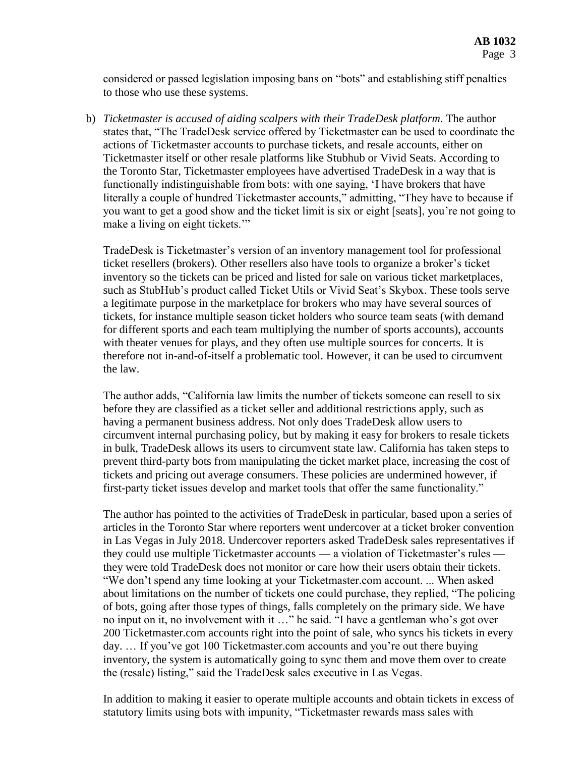considered or passed legislation imposing bans on "bots" and establishing stiff penalties to those who use these systems.

b) *Ticketmaster is accused of aiding scalpers with their TradeDesk platform*. The author states that, "The TradeDesk service offered by Ticketmaster can be used to coordinate the actions of Ticketmaster accounts to purchase tickets, and resale accounts, either on Ticketmaster itself or other resale platforms like Stubhub or Vivid Seats. According to the Toronto Star, Ticketmaster employees have advertised TradeDesk in a way that is functionally indistinguishable from bots: with one saying, 'I have brokers that have literally a couple of hundred Ticketmaster accounts," admitting, "They have to because if you want to get a good show and the ticket limit is six or eight [seats], you're not going to make a living on eight tickets.'"

   TradeDesk is Ticketmaster's version of an inventory management tool for professional ticket resellers (brokers). Other resellers also have tools to organize a broker's ticket inventory so the tickets can be priced and listed for sale on various ticket marketplaces, such as StubHub's product called Ticket Utils or Vivid Seat's Skybox. These tools serve a legitimate purpose in the marketplace for brokers who may have several sources of tickets, for instance multiple season ticket holders who source team seats (with demand for different sports and each team multiplying the number of sports accounts), accounts with theater venues for plays, and they often use multiple sources for concerts. It is therefore not in-and-of-itself a problematic tool. However, it can be used to circumvent the law.

   The author adds, "California law limits the number of tickets someone can resell to six before they are classified as a ticket seller and additional restrictions apply, such as having a permanent business address. Not only does TradeDesk allow users to circumvent internal purchasing policy, but by making it easy for brokers to resale tickets in bulk, TradeDesk allows its users to circumvent state law. California has taken steps to prevent third-party bots from manipulating the ticket market place, increasing the cost of tickets and pricing out average consumers. These policies are undermined however, if first-party ticket issues develop and market tools that offer the same functionality."

   The author has pointed to the activities of TradeDesk in particular, based upon a series of articles in the Toronto Star where reporters went undercover at a ticket broker convention in Las Vegas in July 2018. Undercover reporters asked TradeDesk sales representatives if they could use multiple Ticketmaster accounts — a violation of Ticketmaster's rules — they were told TradeDesk does not monitor or care how their users obtain their tickets. "We don't spend any time looking at your Ticketmaster.com account. ... When asked about limitations on the number of tickets one could purchase, they replied, "The policing of bots, going after those types of things, falls completely on the primary side. We have no input on it, no involvement with it …" he said. "I have a gentleman who's got over 200 Ticketmaster.com accounts right into the point of sale, who syncs his tickets in every day. … If you've got 100 Ticketmaster.com accounts and you're out there buying inventory, the system is automatically going to sync them and move them over to create the (resale) listing," said the TradeDesk sales executive in Las Vegas.

   In addition to making it easier to operate multiple accounts and obtain tickets in excess of statutory limits using bots with impunity, "Ticketmaster rewards mass sales with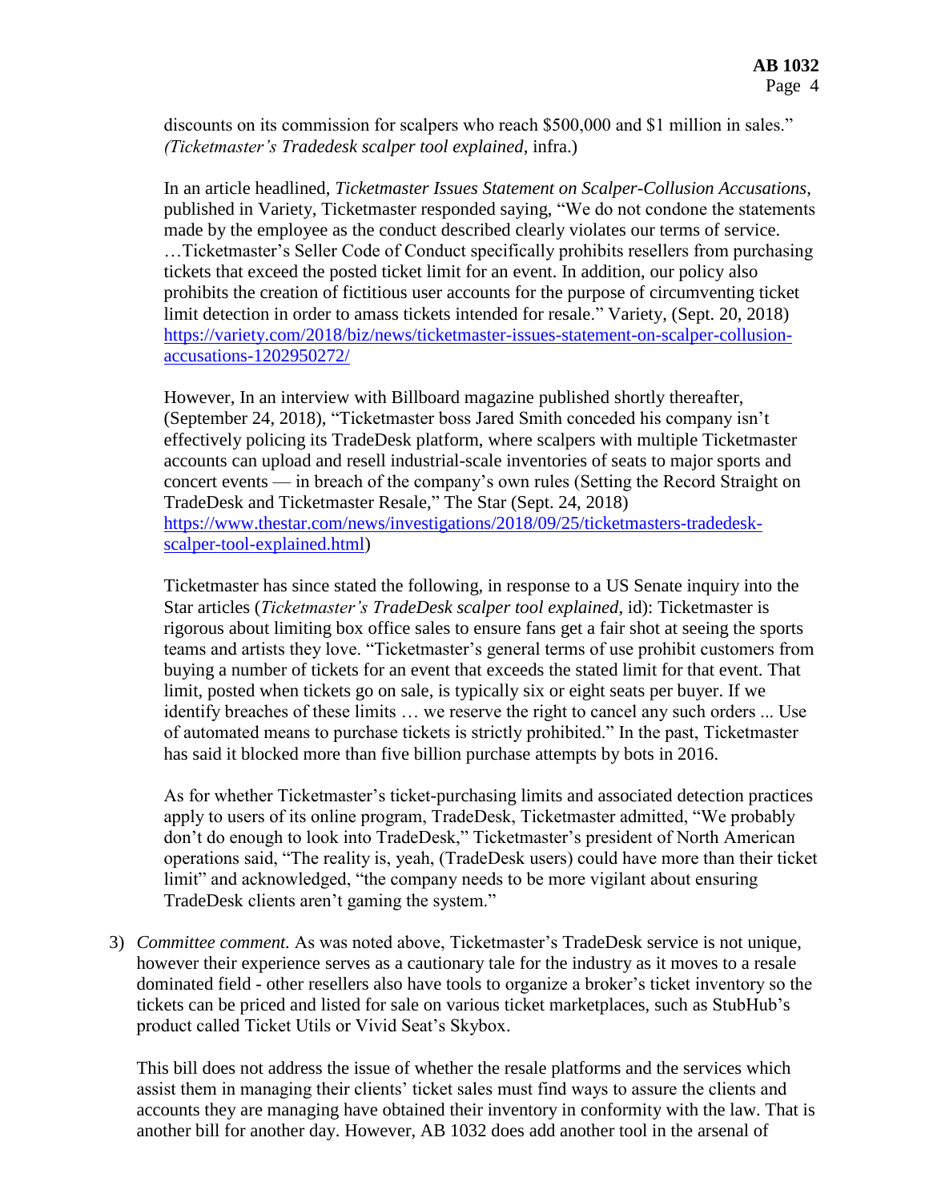discounts on its commission for scalpers who reach $500,000 and $1 million in sales." *(Ticketmaster's Tradedesk scalper tool explained*, infra.)

In an article headlined, *Ticketmaster Issues Statement on Scalper-Collusion Accusations*, published in Variety, Ticketmaster responded saying, "We do not condone the statements made by the employee as the conduct described clearly violates our terms of service. …Ticketmaster's Seller Code of Conduct specifically prohibits resellers from purchasing tickets that exceed the posted ticket limit for an event. In addition, our policy also prohibits the creation of fictitious user accounts for the purpose of circumventing ticket limit detection in order to amass tickets intended for resale." Variety, (Sept. 20, 2018) https://variety.com/2018/biz/news/ticketmaster-issues-statement-on-scalper-collusion-accusations-1202950272/

However, In an interview with Billboard magazine published shortly thereafter, (September 24, 2018), "Ticketmaster boss Jared Smith conceded his company isn't effectively policing its TradeDesk platform, where scalpers with multiple Ticketmaster accounts can upload and resell industrial-scale inventories of seats to major sports and concert events — in breach of the company's own rules (Setting the Record Straight on TradeDesk and Ticketmaster Resale," The Star (Sept. 24, 2018) https://www.thestar.com/news/investigations/2018/09/25/ticketmasters-tradedesk-scalper-tool-explained.html)

Ticketmaster has since stated the following, in response to a US Senate inquiry into the Star articles (*Ticketmaster's TradeDesk scalper tool explained*, id): Ticketmaster is rigorous about limiting box office sales to ensure fans get a fair shot at seeing the sports teams and artists they love. "Ticketmaster's general terms of use prohibit customers from buying a number of tickets for an event that exceeds the stated limit for that event. That limit, posted when tickets go on sale, is typically six or eight seats per buyer. If we identify breaches of these limits … we reserve the right to cancel any such orders ... Use of automated means to purchase tickets is strictly prohibited." In the past, Ticketmaster has said it blocked more than five billion purchase attempts by bots in 2016.

As for whether Ticketmaster's ticket-purchasing limits and associated detection practices apply to users of its online program, TradeDesk, Ticketmaster admitted, "We probably don't do enough to look into TradeDesk," Ticketmaster's president of North American operations said, "The reality is, yeah, (TradeDesk users) could have more than their ticket limit" and acknowledged, "the company needs to be more vigilant about ensuring TradeDesk clients aren't gaming the system."

3) *Committee comment.* As was noted above, Ticketmaster's TradeDesk service is not unique, however their experience serves as a cautionary tale for the industry as it moves to a resale dominated field - other resellers also have tools to organize a broker's ticket inventory so the tickets can be priced and listed for sale on various ticket marketplaces, such as StubHub's product called Ticket Utils or Vivid Seat's Skybox.

   This bill does not address the issue of whether the resale platforms and the services which assist them in managing their clients' ticket sales must find ways to assure the clients and accounts they are managing have obtained their inventory in conformity with the law. That is another bill for another day. However, AB 1032 does add another tool in the arsenal of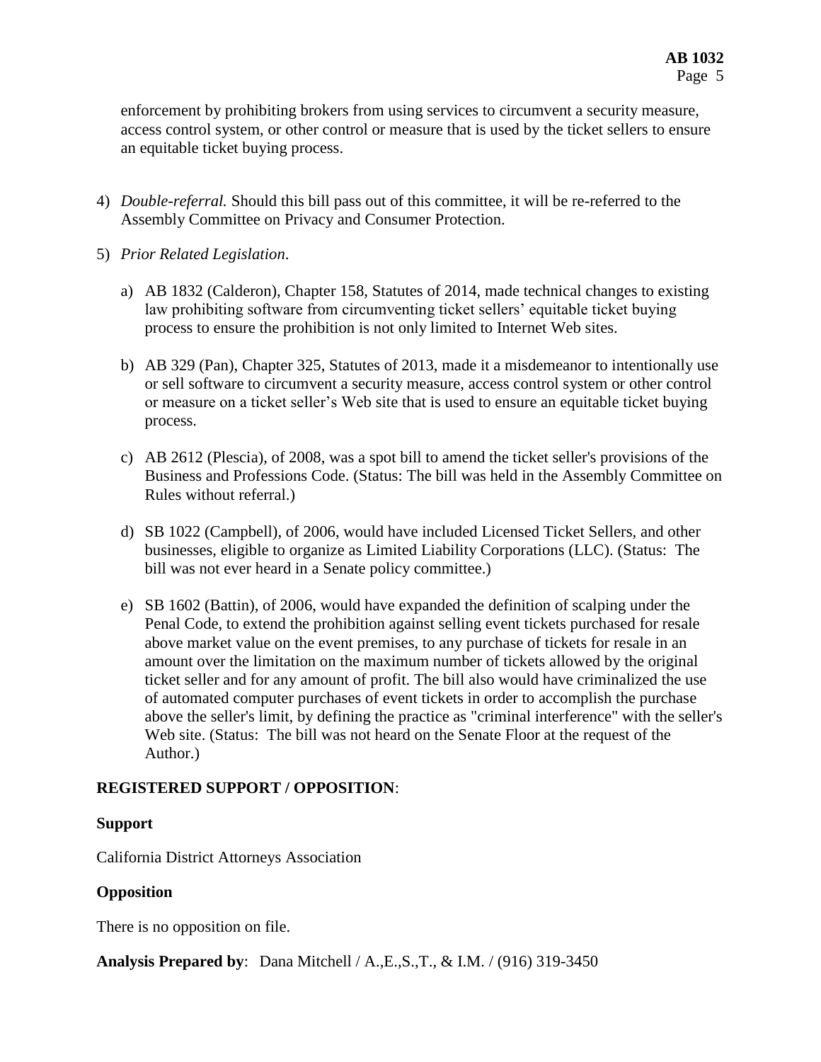enforcement by prohibiting brokers from using services to circumvent a security measure, access control system, or other control or measure that is used by the ticket sellers to ensure an equitable ticket buying process.

4) *Double-referral.* Should this bill pass out of this committee, it will be re-referred to the Assembly Committee on Privacy and Consumer Protection.

5) *Prior Related Legislation.*

   a) AB 1832 (Calderon), Chapter 158, Statutes of 2014, made technical changes to existing law prohibiting software from circumventing ticket sellers' equitable ticket buying process to ensure the prohibition is not only limited to Internet Web sites.

   b) AB 329 (Pan), Chapter 325, Statutes of 2013, made it a misdemeanor to intentionally use or sell software to circumvent a security measure, access control system or other control or measure on a ticket seller's Web site that is used to ensure an equitable ticket buying process.

   c) AB 2612 (Plescia), of 2008, was a spot bill to amend the ticket seller's provisions of the Business and Professions Code. (Status: The bill was held in the Assembly Committee on Rules without referral.)

   d) SB 1022 (Campbell), of 2006, would have included Licensed Ticket Sellers, and other businesses, eligible to organize as Limited Liability Corporations (LLC). (Status: The bill was not ever heard in a Senate policy committee.)

   e) SB 1602 (Battin), of 2006, would have expanded the definition of scalping under the Penal Code, to extend the prohibition against selling event tickets purchased for resale above market value on the event premises, to any purchase of tickets for resale in an amount over the limitation on the maximum number of tickets allowed by the original ticket seller and for any amount of profit. The bill also would have criminalized the use of automated computer purchases of event tickets in order to accomplish the purchase above the seller's limit, by defining the practice as "criminal interference" with the seller's Web site. (Status: The bill was not heard on the Senate Floor at the request of the Author.)

**REGISTERED SUPPORT / OPPOSITION**:

**Support**

California District Attorneys Association

**Opposition**

There is no opposition on file.

**Analysis Prepared by**: Dana Mitchell / A.,E.,S.,T., & I.M. / (916) 319-3450